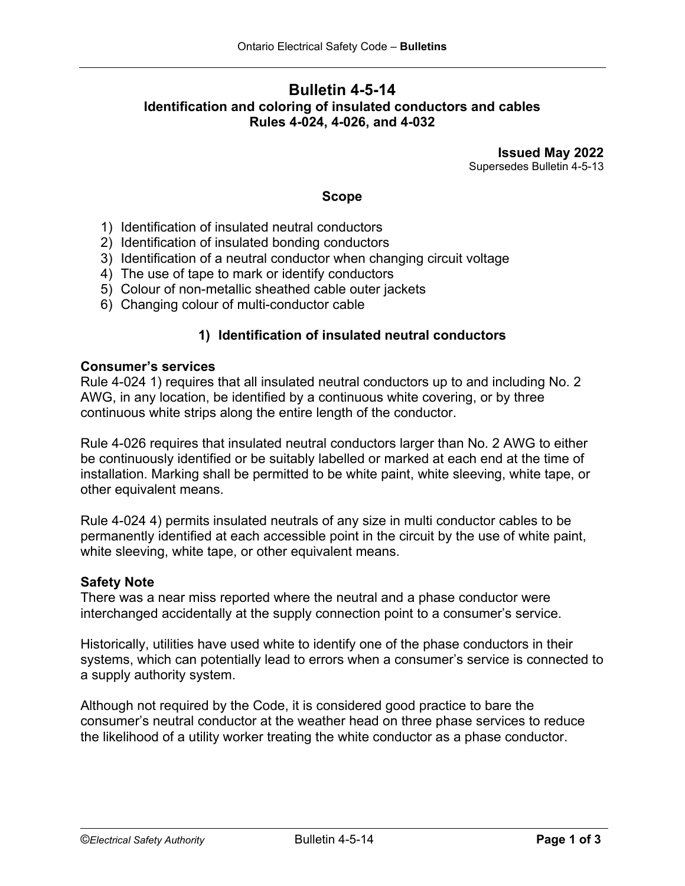# Bulletin 4-5-14

## Identification and coloring of insulated conductors and cables
## Rules 4-024, 4-026, and 4-032

**Issued May 2022**
Supersedes Bulletin 4-5-13

### Scope

1) Identification of insulated neutral conductors
2) Identification of insulated bonding conductors
3) Identification of a neutral conductor when changing circuit voltage
4) The use of tape to mark or identify conductors
5) Colour of non-metallic sheathed cable outer jackets
6) Changing colour of multi-conductor cable

### 1) Identification of insulated neutral conductors

**Consumer's services**
Rule 4-024 1) requires that all insulated neutral conductors up to and including No. 2 AWG, in any location, be identified by a continuous white covering, or by three continuous white strips along the entire length of the conductor.

Rule 4-026 requires that insulated neutral conductors larger than No. 2 AWG to either be continuously identified or be suitably labelled or marked at each end at the time of installation. Marking shall be permitted to be white paint, white sleeving, white tape, or other equivalent means.

Rule 4-024 4) permits insulated neutrals of any size in multi conductor cables to be permanently identified at each accessible point in the circuit by the use of white paint, white sleeving, white tape, or other equivalent means.

**Safety Note**
There was a near miss reported where the neutral and a phase conductor were interchanged accidentally at the supply connection point to a consumer's service.

Historically, utilities have used white to identify one of the phase conductors in their systems, which can potentially lead to errors when a consumer's service is connected to a supply authority system.

Although not required by the Code, it is considered good practice to bare the consumer's neutral conductor at the weather head on three phase services to reduce the likelihood of a utility worker treating the white conductor as a phase conductor.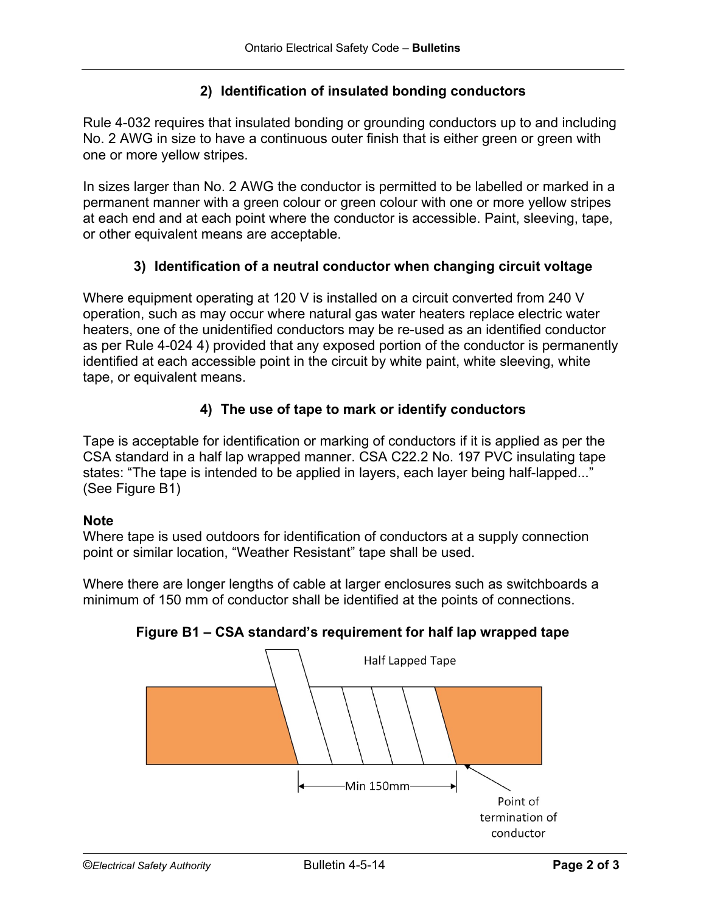## 2) Identification of insulated bonding conductors

Rule 4-032 requires that insulated bonding or grounding conductors up to and including No. 2 AWG in size to have a continuous outer finish that is either green or green with one or more yellow stripes.

In sizes larger than No. 2 AWG the conductor is permitted to be labelled or marked in a permanent manner with a green colour or green colour with one or more yellow stripes at each end and at each point where the conductor is accessible. Paint, sleeving, tape, or other equivalent means are acceptable.

## 3) Identification of a neutral conductor when changing circuit voltage

Where equipment operating at 120 V is installed on a circuit converted from 240 V operation, such as may occur where natural gas water heaters replace electric water heaters, one of the unidentified conductors may be re-used as an identified conductor as per Rule 4-024 4) provided that any exposed portion of the conductor is permanently identified at each accessible point in the circuit by white paint, white sleeving, white tape, or equivalent means.

## 4) The use of tape to mark or identify conductors

Tape is acceptable for identification or marking of conductors if it is applied as per the CSA standard in a half lap wrapped manner. CSA C22.2 No. 197 PVC insulating tape states: "The tape is intended to be applied in layers, each layer being half-lapped..." (See Figure B1)

**Note**
Where tape is used outdoors for identification of conductors at a supply connection point or similar location, "Weather Resistant" tape shall be used.

Where there are longer lengths of cable at larger enclosures such as switchboards a minimum of 150 mm of conductor shall be identified at the points of connections.

**Figure B1 – CSA standard's requirement for half lap wrapped tape**

Half Lapped Tape

Min 150mm

Point of termination of conductor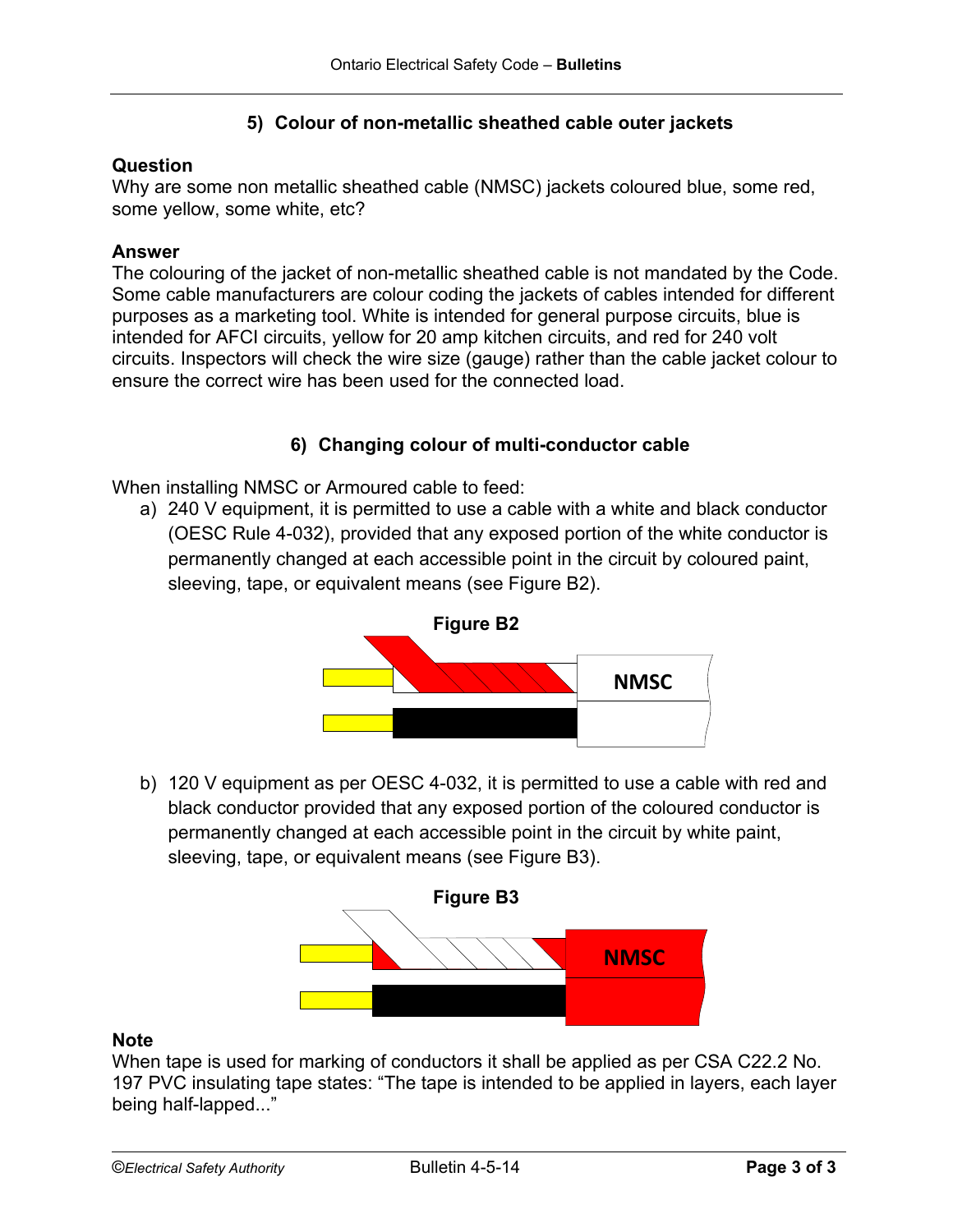### 5) Colour of non-metallic sheathed cable outer jackets

**Question**
Why are some non metallic sheathed cable (NMSC) jackets coloured blue, some red, some yellow, some white, etc?

**Answer**
The colouring of the jacket of non-metallic sheathed cable is not mandated by the Code. Some cable manufacturers are colour coding the jackets of cables intended for different purposes as a marketing tool. White is intended for general purpose circuits, blue is intended for AFCI circuits, yellow for 20 amp kitchen circuits, and red for 240 volt circuits. Inspectors will check the wire size (gauge) rather than the cable jacket colour to ensure the correct wire has been used for the connected load.

### 6) Changing colour of multi-conductor cable

When installing NMSC or Armoured cable to feed:

a) 240 V equipment, it is permitted to use a cable with a white and black conductor (OESC Rule 4-032), provided that any exposed portion of the white conductor is permanently changed at each accessible point in the circuit by coloured paint, sleeving, tape, or equivalent means (see Figure B2).

**Figure B2**

NMSC

b) 120 V equipment as per OESC 4-032, it is permitted to use a cable with red and black conductor provided that any exposed portion of the coloured conductor is permanently changed at each accessible point in the circuit by white paint, sleeving, tape, or equivalent means (see Figure B3).

**Figure B3**

NMSC

**Note**
When tape is used for marking of conductors it shall be applied as per CSA C22.2 No. 197 PVC insulating tape states: "The tape is intended to be applied in layers, each layer being half-lapped..."